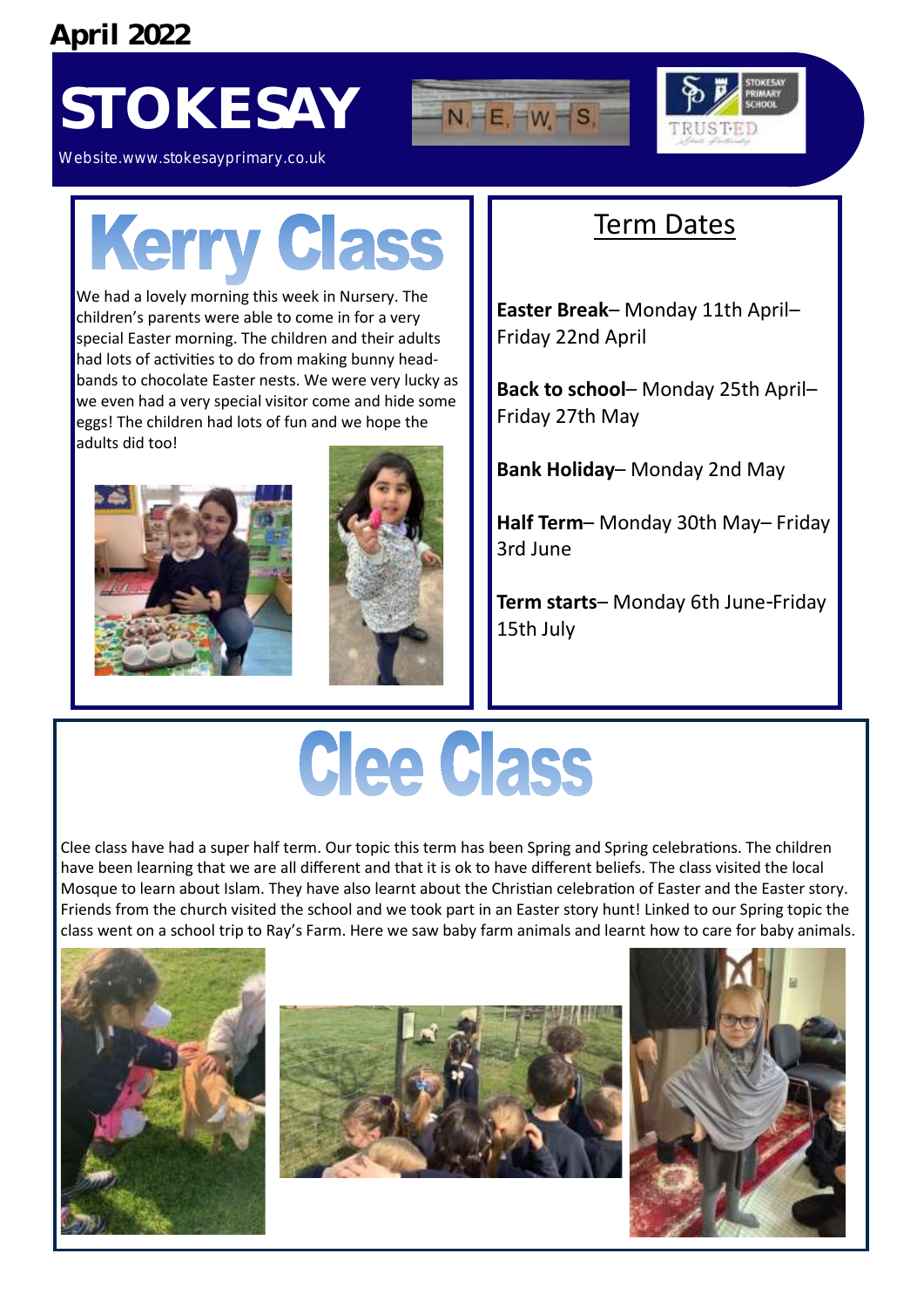April 2022

# STOKESAY

Website.www.stokesayprimary.co.uk

## Kerry Class

We had a lovely morning this week in Nursery. The children's parents were able to come in for a very special Easter morning. The children and their adults had lots of activities to do from making bunny head-bands to chocolate Easter nests. We were very lucky as we even had a very special visitor come and hide some eggs! The children had lots of fun and we hope the adults did too!

## Term Dates

**Easter Break**– Monday 11th April– Friday 22nd April

**Back to school**– Monday 25th April– Friday 27th May

**Bank Holiday**– Monday 2nd May

**Half Term**– Monday 30th May– Friday 3rd June

**Term starts**– Monday 6th June-Friday 15th July

## Clee Class

Clee class have had a super half term. Our topic this term has been Spring and Spring celebrations. The children have been learning that we are all different and that it is ok to have different beliefs. The class visited the local Mosque to learn about Islam. They have also learnt about the Christian celebration of Easter and the Easter story. Friends from the church visited the school and we took part in an Easter story hunt! Linked to our Spring topic the class went on a school trip to Ray's Farm. Here we saw baby farm animals and learnt how to care for baby animals.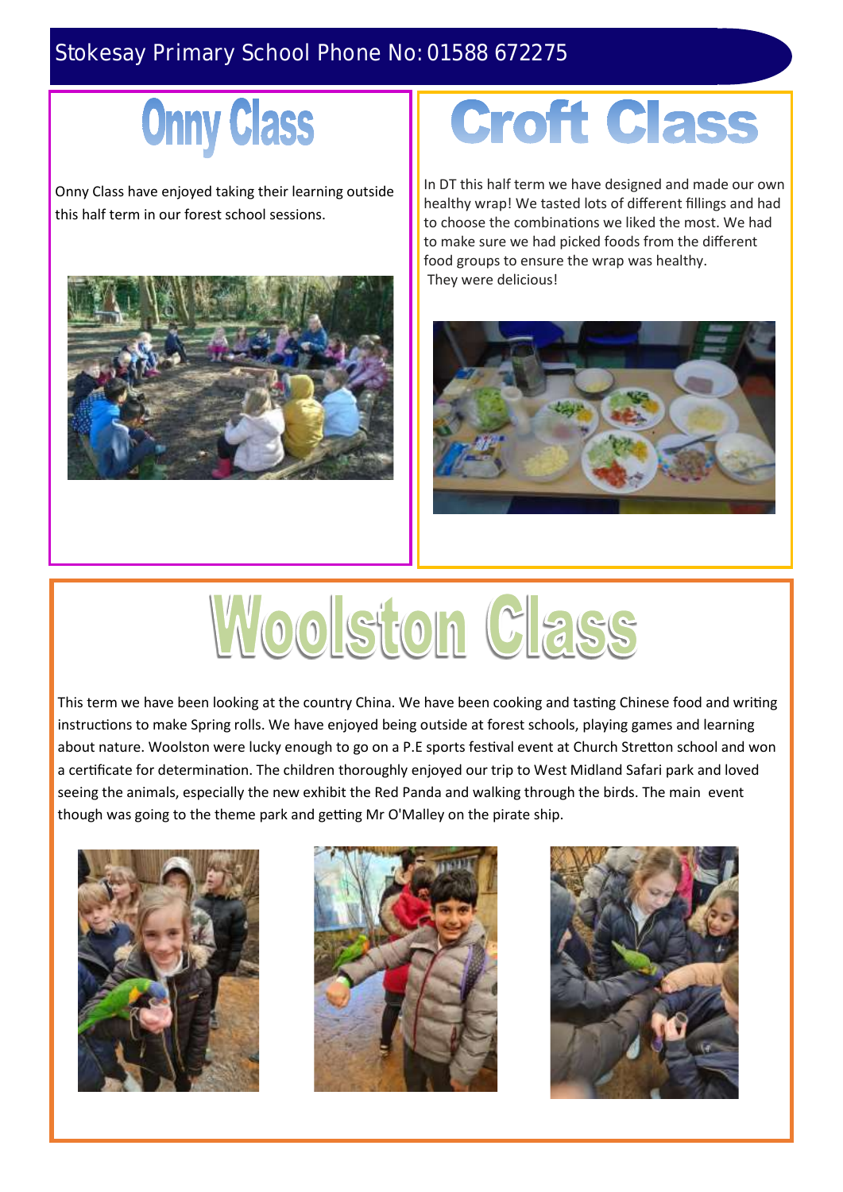Stokesay Primary School Phone No: 01588 672275

## Onny Class

Onny Class have enjoyed taking their learning outside this half term in our forest school sessions.

## Croft Class

In DT this half term we have designed and made our own healthy wrap! We tasted lots of different fillings and had to choose the combinations we liked the most. We had to make sure we had picked foods from the different food groups to ensure the wrap was healthy.
They were delicious!

## Woolston Class

This term we have been looking at the country China. We have been cooking and tasting Chinese food and writing instructions to make Spring rolls. We have enjoyed being outside at forest schools, playing games and learning about nature. Woolston were lucky enough to go on a P.E sports festival event at Church Stretton school and won a certificate for determination. The children thoroughly enjoyed our trip to West Midland Safari park and loved seeing the animals, especially the new exhibit the Red Panda and walking through the birds. The main event though was going to the theme park and getting Mr O'Malley on the pirate ship.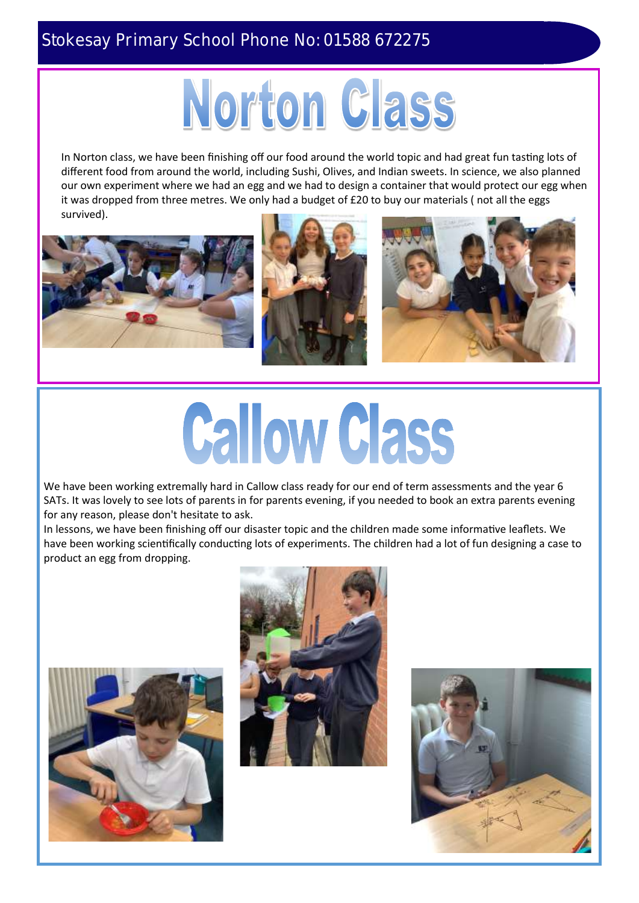# Norton Class

In Norton class, we have been finishing off our food around the world topic and had great fun tasting lots of different food from around the world, including Sushi, Olives, and Indian sweets. In science, we also planned our own experiment where we had an egg and we had to design a container that would protect our egg when it was dropped from three metres. We only had a budget of £20 to buy our materials ( not all the eggs survived).

# Callow Class

We have been working extremally hard in Callow class ready for our end of term assessments and the year 6 SATs. It was lovely to see lots of parents in for parents evening, if you needed to book an extra parents evening for any reason, please don't hesitate to ask.

In lessons, we have been finishing off our disaster topic and the children made some informative leaflets. We have been working scientifically conducting lots of experiments. The children had a lot of fun designing a case to product an egg from dropping.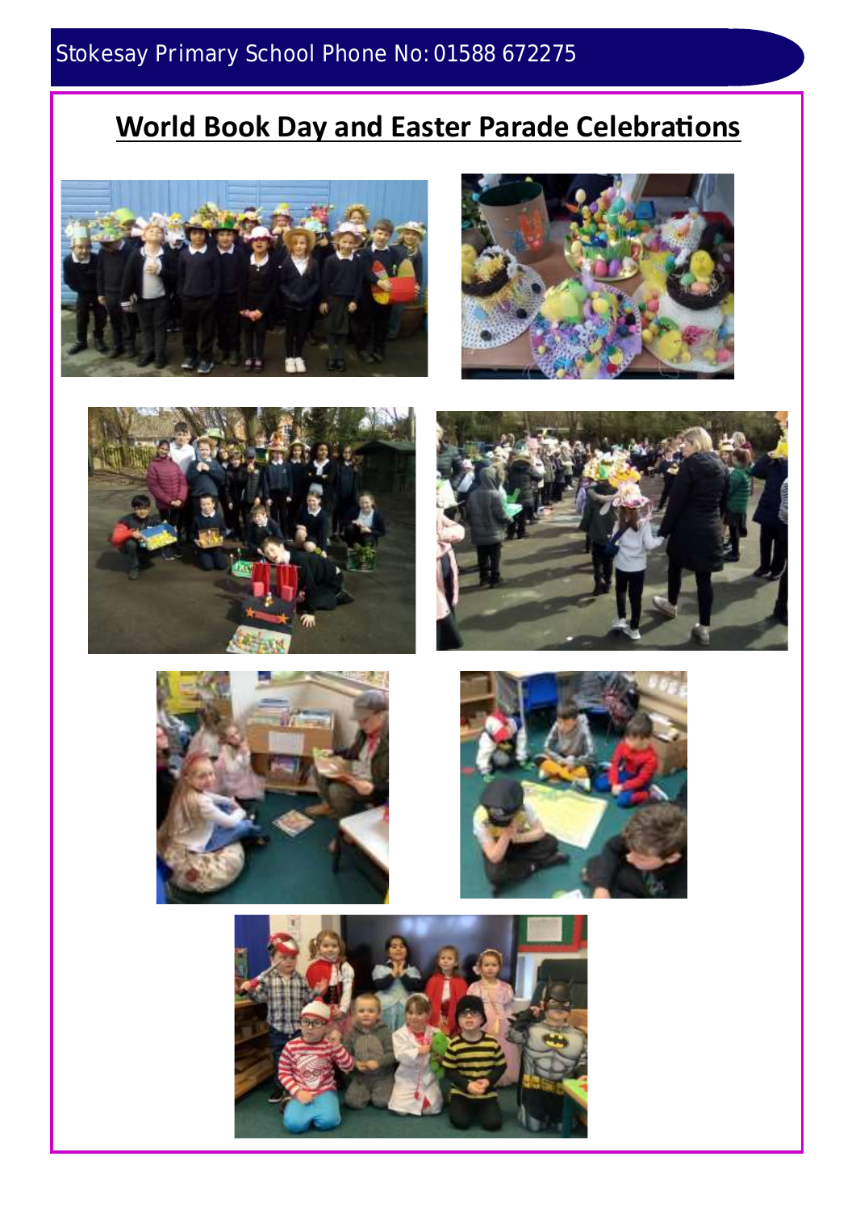# World Book Day and Easter Parade Celebrations